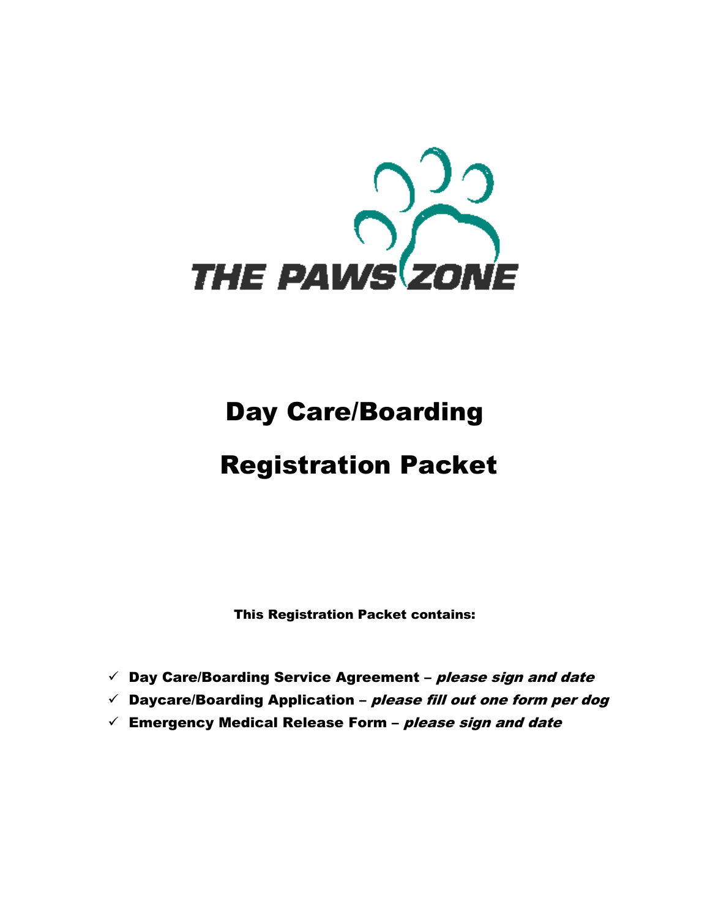THE PAWS ZONE

# Day Care/Boarding

# Registration Packet

**This Registration Packet contains:**

- ✓ **Day Care/Boarding Service Agreement –** ***please sign and date***
- ✓ **Daycare/Boarding Application –** ***please fill out one form per dog***
- ✓ **Emergency Medical Release Form –** ***please sign and date***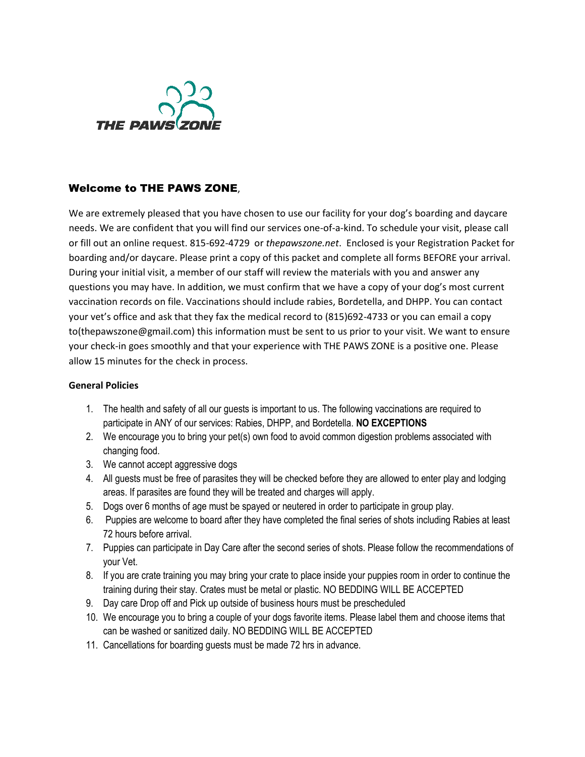THE PAWS ZONE

## Welcome to THE PAWS ZONE,

We are extremely pleased that you have chosen to use our facility for your dog's boarding and daycare needs. We are confident that you will find our services one-of-a-kind. To schedule your visit, please call or fill out an online request. 815-692-4729 or *thepawszone.net*. Enclosed is your Registration Packet for boarding and/or daycare. Please print a copy of this packet and complete all forms BEFORE your arrival. During your initial visit, a member of our staff will review the materials with you and answer any questions you may have. In addition, we must confirm that we have a copy of your dog's most current vaccination records on file. Vaccinations should include rabies, Bordetella, and DHPP. You can contact your vet's office and ask that they fax the medical record to (815)692-4733 or you can email a copy to(thepawszone@gmail.com) this information must be sent to us prior to your visit. We want to ensure your check-in goes smoothly and that your experience with THE PAWS ZONE is a positive one. Please allow 15 minutes for the check in process.

**General Policies**

1. The health and safety of all our guests is important to us. The following vaccinations are required to participate in ANY of our services: Rabies, DHPP, and Bordetella. **NO EXCEPTIONS**
2. We encourage you to bring your pet(s) own food to avoid common digestion problems associated with changing food.
3. We cannot accept aggressive dogs
4. All guests must be free of parasites they will be checked before they are allowed to enter play and lodging areas. If parasites are found they will be treated and charges will apply.
5. Dogs over 6 months of age must be spayed or neutered in order to participate in group play.
6. Puppies are welcome to board after they have completed the final series of shots including Rabies at least 72 hours before arrival.
7. Puppies can participate in Day Care after the second series of shots. Please follow the recommendations of your Vet.
8. If you are crate training you may bring your crate to place inside your puppies room in order to continue the training during their stay. Crates must be metal or plastic. NO BEDDING WILL BE ACCEPTED
9. Day care Drop off and Pick up outside of business hours must be prescheduled
10. We encourage you to bring a couple of your dogs favorite items. Please label them and choose items that can be washed or sanitized daily. NO BEDDING WILL BE ACCEPTED
11. Cancellations for boarding guests must be made 72 hrs in advance.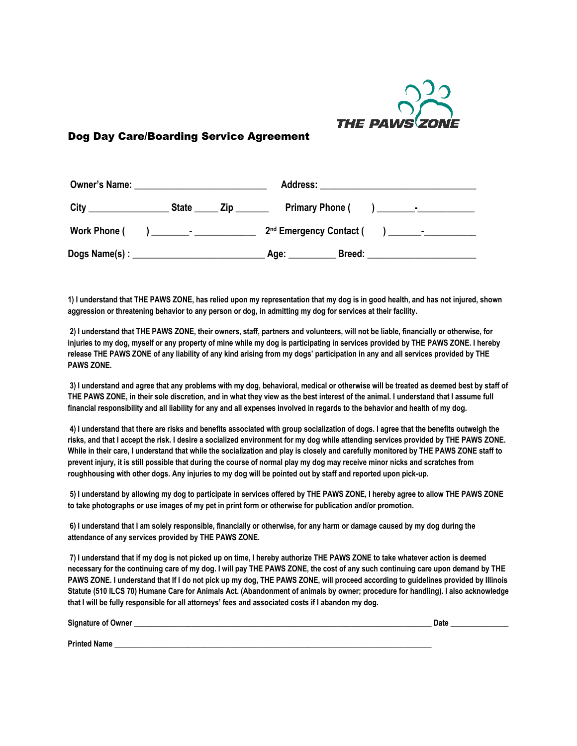THE PAWS ZONE

## Dog Day Care/Boarding Service Agreement

**Owner's Name:** __________________________ **Address:** _______________________________

**City** ________________ **State** _____ **Zip** _______ **Primary Phone (** ) _______-___________

**Work Phone (** ) _______- ____________ **2nd Emergency Contact (** ) ______-__________

**Dogs Name(s) :** __________________________ **Age:** _________ **Breed:** _____________________

**1) I understand that THE PAWS ZONE, has relied upon my representation that my dog is in good health, and has not injured, shown aggression or threatening behavior to any person or dog, in admitting my dog for services at their facility.**

**2) I understand that THE PAWS ZONE, their owners, staff, partners and volunteers, will not be liable, financially or otherwise, for injuries to my dog, myself or any property of mine while my dog is participating in services provided by THE PAWS ZONE. I hereby release THE PAWS ZONE of any liability of any kind arising from my dogs' participation in any and all services provided by THE PAWS ZONE.**

**3) I understand and agree that any problems with my dog, behavioral, medical or otherwise will be treated as deemed best by staff of THE PAWS ZONE, in their sole discretion, and in what they view as the best interest of the animal. I understand that I assume full financial responsibility and all liability for any and all expenses involved in regards to the behavior and health of my dog.**

**4) I understand that there are risks and benefits associated with group socialization of dogs. I agree that the benefits outweigh the risks, and that I accept the risk. I desire a socialized environment for my dog while attending services provided by THE PAWS ZONE. While in their care, I understand that while the socialization and play is closely and carefully monitored by THE PAWS ZONE staff to prevent injury, it is still possible that during the course of normal play my dog may receive minor nicks and scratches from roughhousing with other dogs. Any injuries to my dog will be pointed out by staff and reported upon pick-up.**

**5) I understand by allowing my dog to participate in services offered by THE PAWS ZONE, I hereby agree to allow THE PAWS ZONE to take photographs or use images of my pet in print form or otherwise for publication and/or promotion.**

**6) I understand that I am solely responsible, financially or otherwise, for any harm or damage caused by my dog during the attendance of any services provided by THE PAWS ZONE.**

**7) I understand that if my dog is not picked up on time, I hereby authorize THE PAWS ZONE to take whatever action is deemed necessary for the continuing care of my dog. I will pay THE PAWS ZONE, the cost of any such continuing care upon demand by THE PAWS ZONE. I understand that If I do not pick up my dog, THE PAWS ZONE, will proceed according to guidelines provided by Illinois Statute (510 ILCS 70) Humane Care for Animals Act. (Abandonment of animals by owner; procedure for handling). I also acknowledge that I will be fully responsible for all attorneys' fees and associated costs if I abandon my dog.**

**Signature of Owner** ___________________________________________________________________________ **Date** ______________

**Printed Name** ________________________________________________________________________________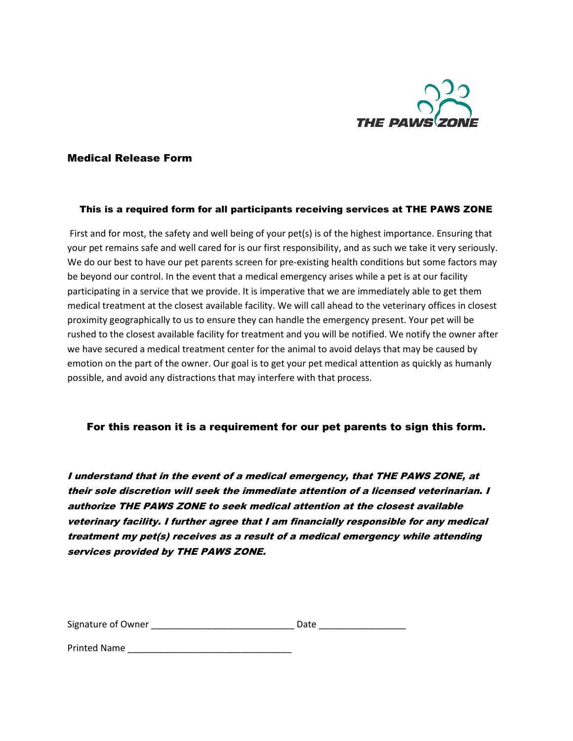THE PAWS ZONE

## Medical Release Form

**This is a required form for all participants receiving services at THE PAWS ZONE**

First and for most, the safety and well being of your pet(s) is of the highest importance. Ensuring that your pet remains safe and well cared for is our first responsibility, and as such we take it very seriously. We do our best to have our pet parents screen for pre-existing health conditions but some factors may be beyond our control. In the event that a medical emergency arises while a pet is at our facility participating in a service that we provide. It is imperative that we are immediately able to get them medical treatment at the closest available facility. We will call ahead to the veterinary offices in closest proximity geographically to us to ensure they can handle the emergency present. Your pet will be rushed to the closest available facility for treatment and you will be notified. We notify the owner after we have secured a medical treatment center for the animal to avoid delays that may be caused by emotion on the part of the owner. Our goal is to get your pet medical attention as quickly as humanly possible, and avoid any distractions that may interfere with that process.

**For this reason it is a requirement for our pet parents to sign this form.**

***I understand that in the event of a medical emergency, that THE PAWS ZONE, at their sole discretion will seek the immediate attention of a licensed veterinarian. I authorize THE PAWS ZONE to seek medical attention at the closest available veterinary facility. I further agree that I am financially responsible for any medical treatment my pet(s) receives as a result of a medical emergency while attending services provided by THE PAWS ZONE.***

Signature of Owner ___________________________ Date ________________

Printed Name _______________________________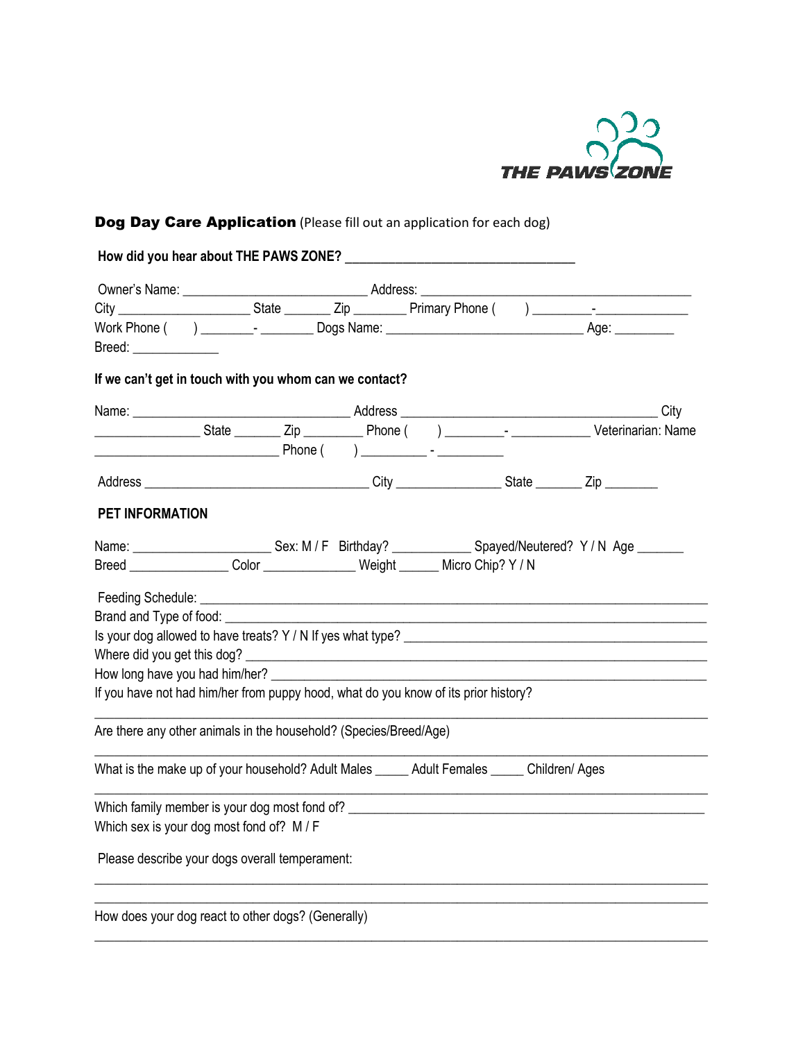THE PAWS ZONE

**Dog Day Care Application** (Please fill out an application for each dog)

**How did you hear about THE PAWS ZONE?** ___________________________________

Owner's Name: ____________________________ Address: _________________________________________
City ____________________ State _______ Zip ________ Primary Phone (       ) _________-______________
Work Phone (       ) ________- ________ Dogs Name: ______________________________ Age: _________
Breed: _____________

**If we can't get in touch with you whom can we contact?**

Name: _________________________________ Address _______________________________________ City
_______________ State _______ Zip _________ Phone (       ) _________- ____________ Veterinarian: Name
____________________________ Phone (       ) __________ - __________

Address __________________________________ City ________________ State _______ Zip ________

**PET INFORMATION**

Name: _____________________ Sex: M / F  Birthday? ____________ Spayed/Neutered?  Y / N  Age _______
Breed _______________ Color ______________ Weight ______ Micro Chip? Y / N

Feeding Schedule: ________________________________________________________________________
Brand and Type of food: ____________________________________________________________________
Is your dog allowed to have treats? Y / N If yes what type? _______________________________________________
Where did you get this dog? __________________________________________________________________
How long have you had him/her? ______________________________________________________________
If you have not had him/her from puppy hood, what do you know of its prior history?
______________________________________________________________________________________

Are there any other animals in the household? (Species/Breed/Age)
______________________________________________________________________________________

What is the make up of your household? Adult Males _____ Adult Females _____ Children/ Ages
______________________________________________________________________________________

Which family member is your dog most fond of? ______________________________________________________
Which sex is your dog most fond of?  M / F

Please describe your dogs overall temperament:
______________________________________________________________________________________
______________________________________________________________________________________

How does your dog react to other dogs? (Generally)
______________________________________________________________________________________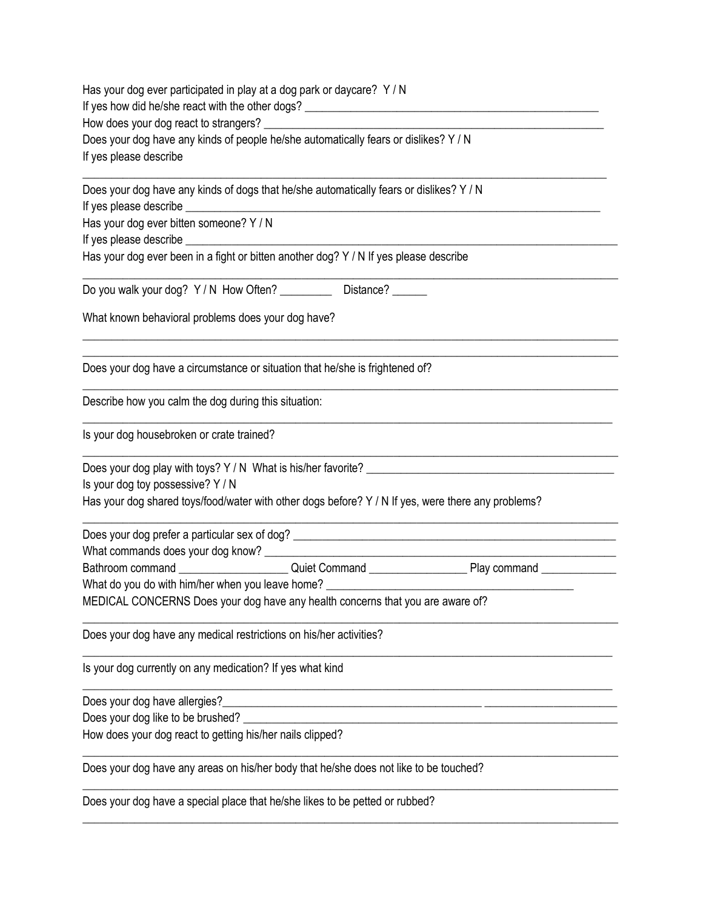Has your dog ever participated in play at a dog park or daycare? Y / N

If yes how did he/she react with the other dogs? ______________________________________________________

How does your dog react to strangers? _____________________________________________________________

Does your dog have any kinds of people he/she automatically fears or dislikes? Y / N

If yes please describe

_______________________________________________________________________________________________

Does your dog have any kinds of dogs that he/she automatically fears or dislikes? Y / N

If yes please describe ___________________________________________________________________________

Has your dog ever bitten someone? Y / N

If yes please describe ___________________________________________________________________________

Has your dog ever been in a fight or bitten another dog? Y / N If yes please describe

_______________________________________________________________________________________________

Do you walk your dog? Y / N How Often? _________ Distance? ______

What known behavioral problems does your dog have?

_______________________________________________________________________________________________

_______________________________________________________________________________________________

Does your dog have a circumstance or situation that he/she is frightened of?

_______________________________________________________________________________________________

Describe how you calm the dog during this situation:

_______________________________________________________________________________________________

Is your dog housebroken or crate trained?

_______________________________________________________________________________________________

Does your dog play with toys? Y / N What is his/her favorite? ____________________________________________

Is your dog toy possessive? Y / N

Has your dog shared toys/food/water with other dogs before? Y / N If yes, were there any problems?

_______________________________________________________________________________________________

Does your dog prefer a particular sex of dog? _________________________________________________________

What commands does your dog know? _____________________________________________________________

Bathroom command __________________ Quiet Command ________________ Play command ____________

What do you do with him/her when you leave home? __________________________________________

MEDICAL CONCERNS Does your dog have any health concerns that you are aware of?

_______________________________________________________________________________________________

Does your dog have any medical restrictions on his/her activities?

_______________________________________________________________________________________________

Is your dog currently on any medication? If yes what kind

_______________________________________________________________________________________________

Does your dog have allergies?______________________________________________ ______________________

Does your dog like to be brushed? __________________________________________________________________

How does your dog react to getting his/her nails clipped?

_______________________________________________________________________________________________

Does your dog have any areas on his/her body that he/she does not like to be touched?

_______________________________________________________________________________________________

Does your dog have a special place that he/she likes to be petted or rubbed?

_______________________________________________________________________________________________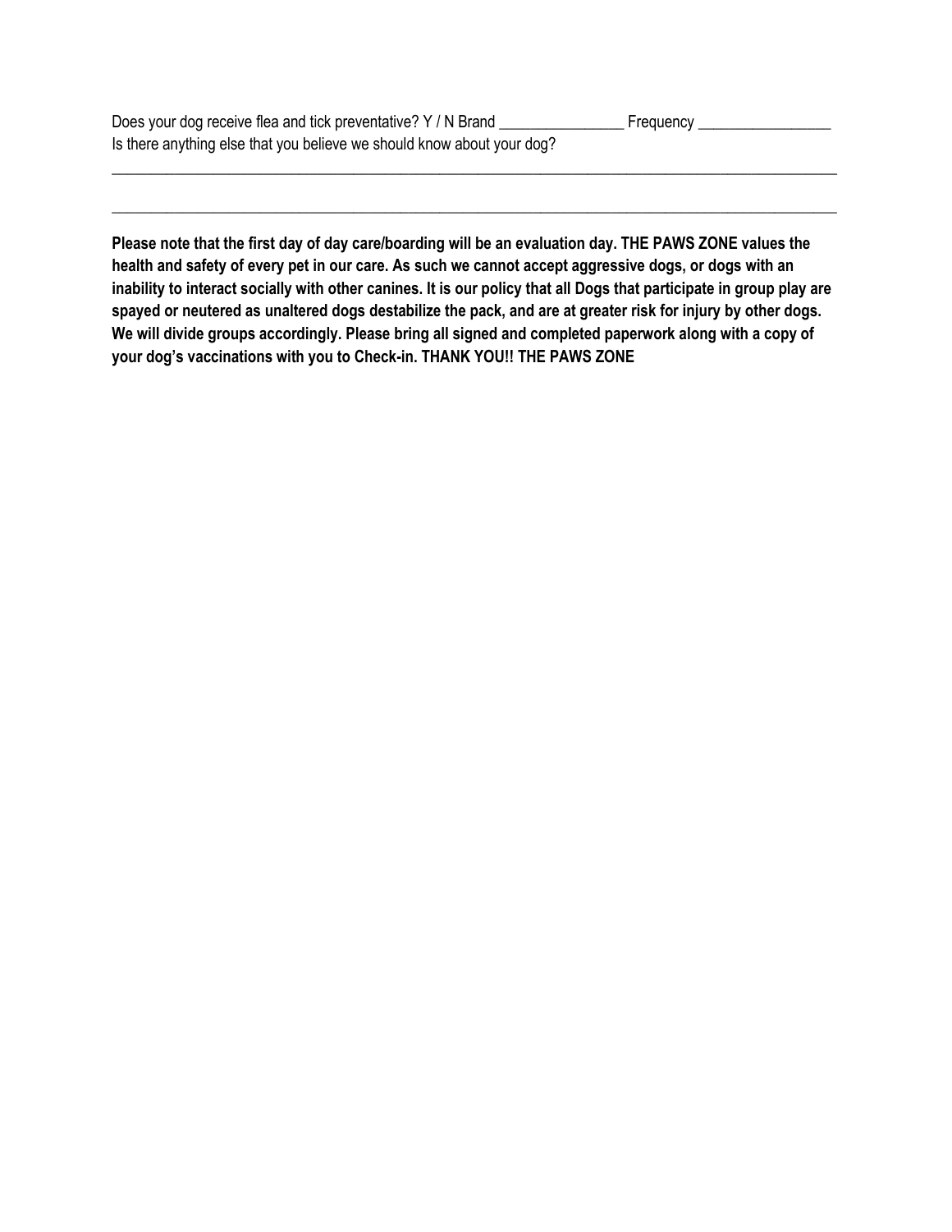Does your dog receive flea and tick preventative? Y / N Brand ________________ Frequency _________________

Is there anything else that you believe we should know about your dog?

_______________________________________________________________________________________________

_______________________________________________________________________________________________

**Please note that the first day of day care/boarding will be an evaluation day. THE PAWS ZONE values the health and safety of every pet in our care. As such we cannot accept aggressive dogs, or dogs with an inability to interact socially with other canines. It is our policy that all Dogs that participate in group play are spayed or neutered as unaltered dogs destabilize the pack, and are at greater risk for injury by other dogs. We will divide groups accordingly. Please bring all signed and completed paperwork along with a copy of your dog's vaccinations with you to Check-in. THANK YOU!! THE PAWS ZONE**